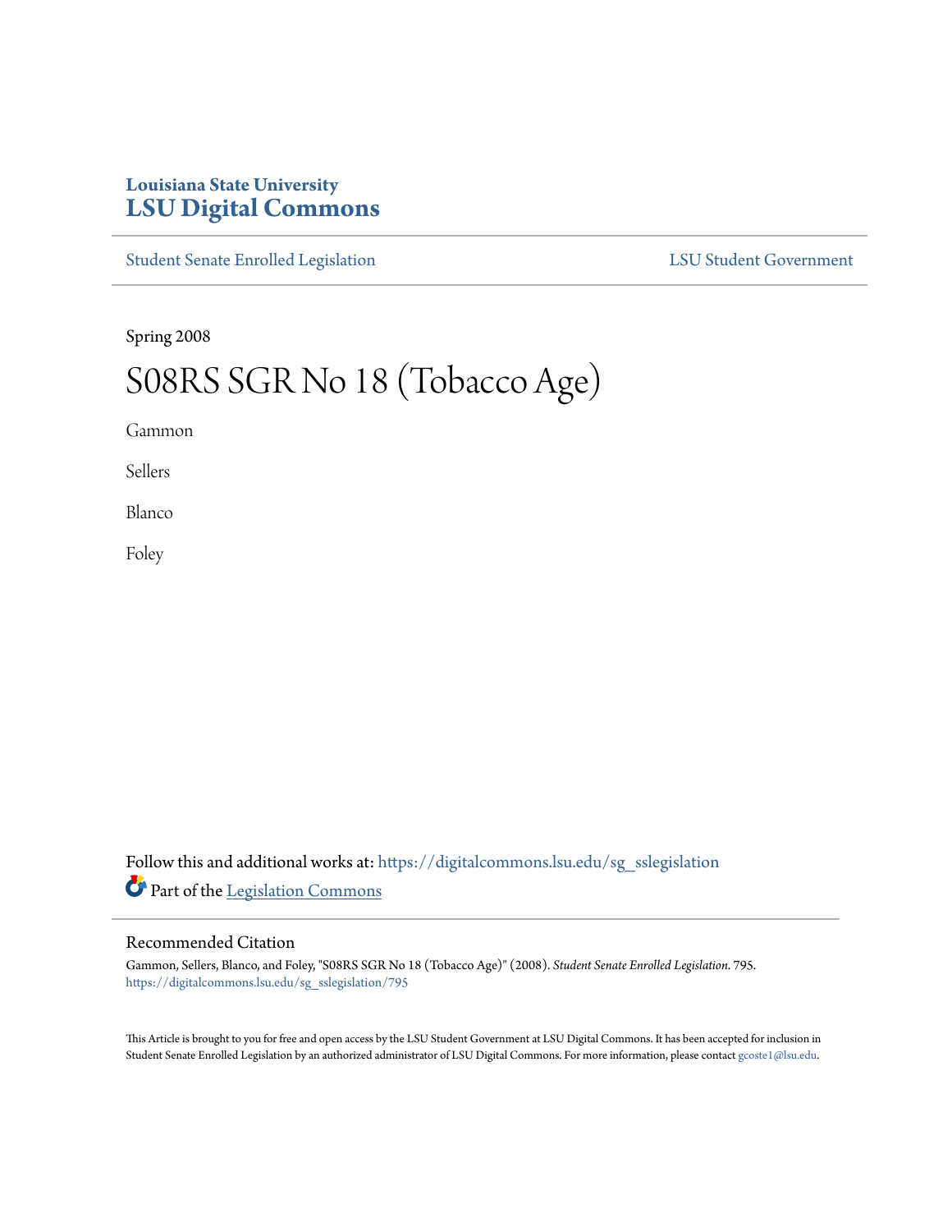Louisiana State University
# LSU Digital Commons

Student Senate Enrolled Legislation | LSU Student Government

Spring 2008

# S08RS SGR No 18 (Tobacco Age)

Gammon

Sellers

Blanco

Foley

Follow this and additional works at: https://digitalcommons.lsu.edu/sg_sslegislation

Part of the Legislation Commons

## Recommended Citation

Gammon, Sellers, Blanco, and Foley, "S08RS SGR No 18 (Tobacco Age)" (2008). *Student Senate Enrolled Legislation*. 795.
https://digitalcommons.lsu.edu/sg_sslegislation/795

This Article is brought to you for free and open access by the LSU Student Government at LSU Digital Commons. It has been accepted for inclusion in Student Senate Enrolled Legislation by an authorized administrator of LSU Digital Commons. For more information, please contact gcoste1@lsu.edu.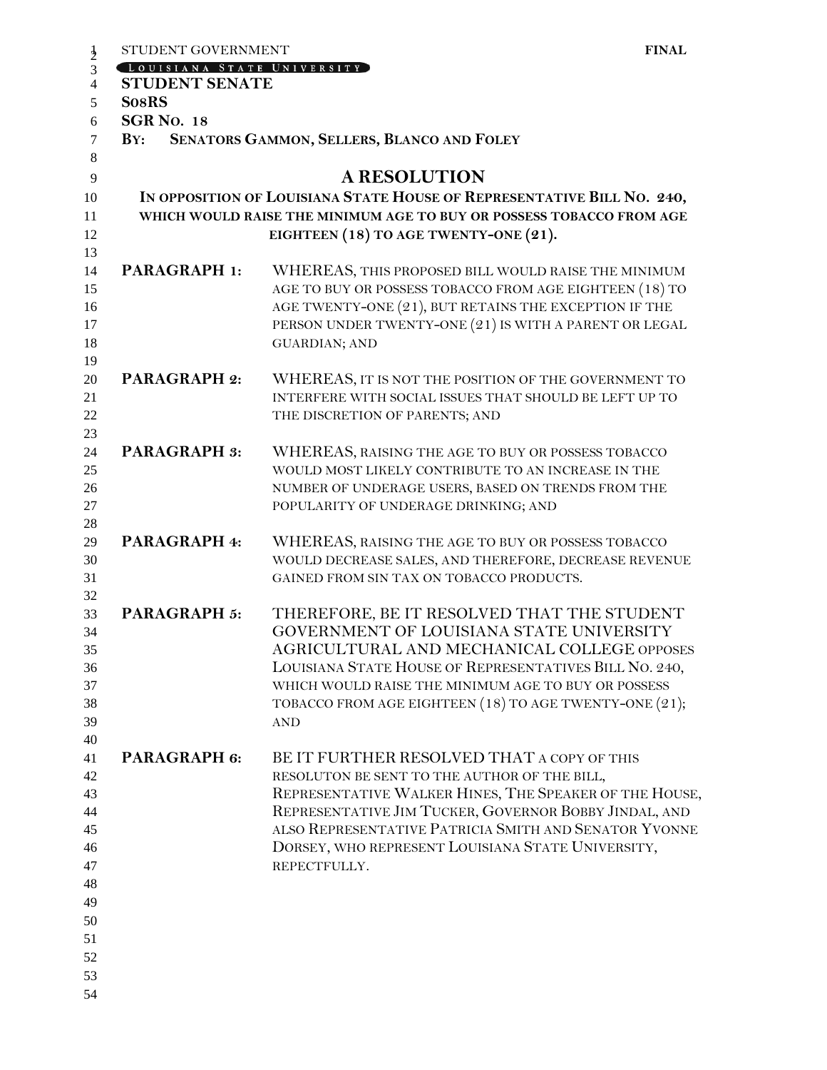STUDENT GOVERNMENT **FINAL**

LOUISIANA STATE UNIVERSITY

**STUDENT SENATE**

**S08RS**

**SGR NO. 18**

**BY: SENATORS GAMMON, SELLERS, BLANCO AND FOLEY**

# A RESOLUTION

**IN OPPOSITION OF LOUISIANA STATE HOUSE OF REPRESENTATIVE BILL NO. 240, WHICH WOULD RAISE THE MINIMUM AGE TO BUY OR POSSESS TOBACCO FROM AGE EIGHTEEN (18) TO AGE TWENTY-ONE (21).**

**PARAGRAPH 1:** WHEREAS, THIS PROPOSED BILL WOULD RAISE THE MINIMUM AGE TO BUY OR POSSESS TOBACCO FROM AGE EIGHTEEN (18) TO AGE TWENTY-ONE (21), BUT RETAINS THE EXCEPTION IF THE PERSON UNDER TWENTY-ONE (21) IS WITH A PARENT OR LEGAL GUARDIAN; AND

**PARAGRAPH 2:** WHEREAS, IT IS NOT THE POSITION OF THE GOVERNMENT TO INTERFERE WITH SOCIAL ISSUES THAT SHOULD BE LEFT UP TO THE DISCRETION OF PARENTS; AND

**PARAGRAPH 3:** WHEREAS, RAISING THE AGE TO BUY OR POSSESS TOBACCO WOULD MOST LIKELY CONTRIBUTE TO AN INCREASE IN THE NUMBER OF UNDERAGE USERS, BASED ON TRENDS FROM THE POPULARITY OF UNDERAGE DRINKING; AND

**PARAGRAPH 4:** WHEREAS, RAISING THE AGE TO BUY OR POSSESS TOBACCO WOULD DECREASE SALES, AND THEREFORE, DECREASE REVENUE GAINED FROM SIN TAX ON TOBACCO PRODUCTS.

**PARAGRAPH 5:** THEREFORE, BE IT RESOLVED THAT THE STUDENT GOVERNMENT OF LOUISIANA STATE UNIVERSITY AGRICULTURAL AND MECHANICAL COLLEGE OPPOSES LOUISIANA STATE HOUSE OF REPRESENTATIVES BILL NO. 240, WHICH WOULD RAISE THE MINIMUM AGE TO BUY OR POSSESS TOBACCO FROM AGE EIGHTEEN (18) TO AGE TWENTY-ONE (21); AND

**PARAGRAPH 6:** BE IT FURTHER RESOLVED THAT A COPY OF THIS RESOLUTON BE SENT TO THE AUTHOR OF THE BILL, REPRESENTATIVE WALKER HINES, THE SPEAKER OF THE HOUSE, REPRESENTATIVE JIM TUCKER, GOVERNOR BOBBY JINDAL, AND ALSO REPRESENTATIVE PATRICIA SMITH AND SENATOR YVONNE DORSEY, WHO REPRESENT LOUISIANA STATE UNIVERSITY, REPECTFULLY.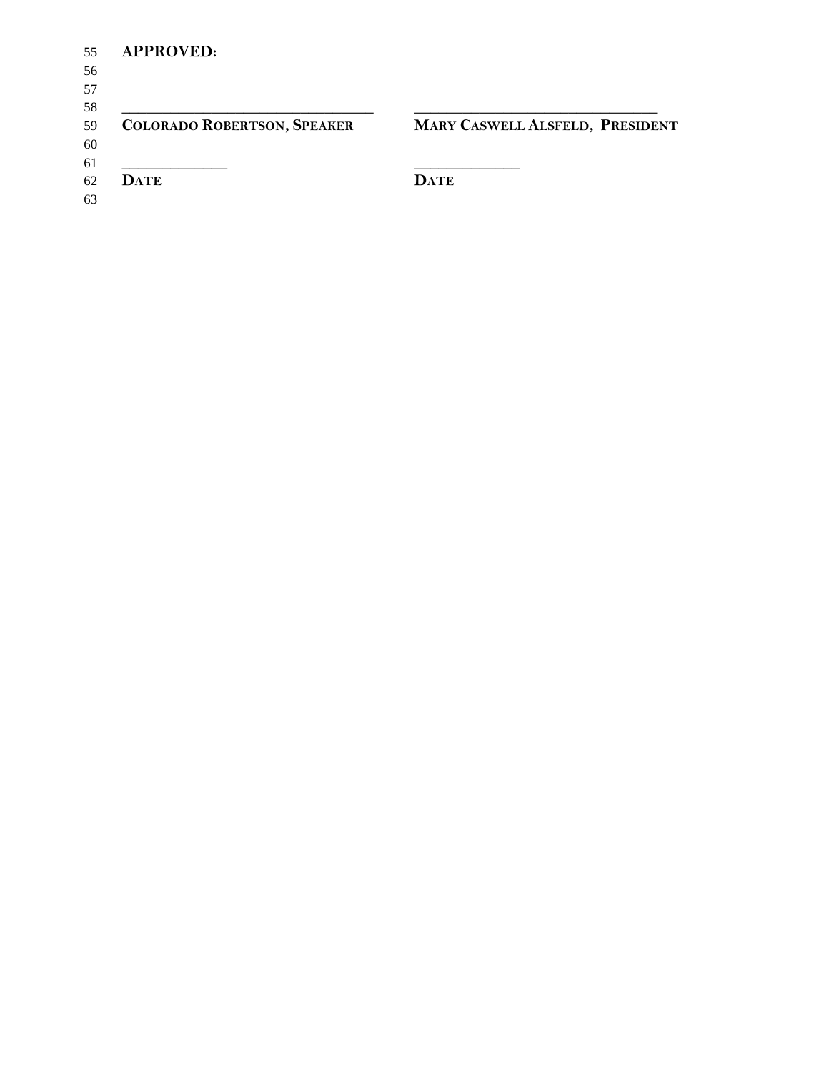**APPROVED:**

| | |
|---|---|
| \_\_\_\_\_\_\_\_\_\_\_\_\_\_\_\_\_\_\_\_\_\_\_\_\_\_\_\_\_\_ | \_\_\_\_\_\_\_\_\_\_\_\_\_\_\_\_\_\_\_\_\_\_\_\_\_\_\_\_\_\_ |
| **COLORADO ROBERTSON, SPEAKER** | **MARY CASWELL ALSFELD, PRESIDENT** |
| \_\_\_\_\_\_\_\_\_\_\_\_\_ | \_\_\_\_\_\_\_\_\_\_\_\_\_ |
| **DATE** | **DATE** |